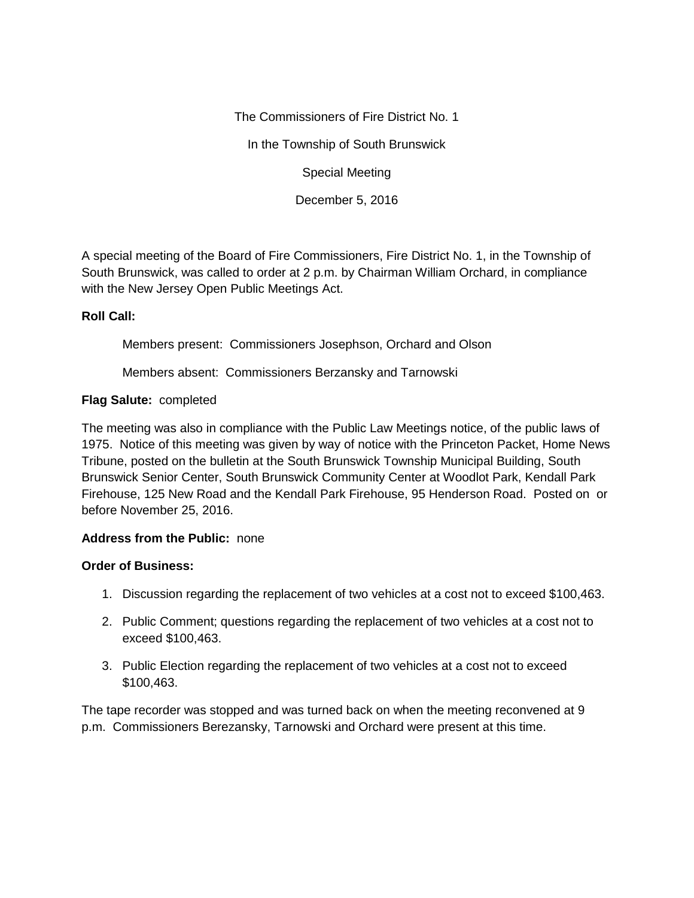The Commissioners of Fire District No. 1

In the Township of South Brunswick

Special Meeting

December 5, 2016

A special meeting of the Board of Fire Commissioners, Fire District No. 1, in the Township of South Brunswick, was called to order at 2 p.m. by Chairman William Orchard, in compliance with the New Jersey Open Public Meetings Act.

**Roll Call:**

Members present: Commissioners Josephson, Orchard and Olson

Members absent: Commissioners Berzansky and Tarnowski

**Flag Salute:** completed

The meeting was also in compliance with the Public Law Meetings notice, of the public laws of 1975. Notice of this meeting was given by way of notice with the Princeton Packet, Home News Tribune, posted on the bulletin at the South Brunswick Township Municipal Building, South Brunswick Senior Center, South Brunswick Community Center at Woodlot Park, Kendall Park Firehouse, 125 New Road and the Kendall Park Firehouse, 95 Henderson Road. Posted on or before November 25, 2016.

**Address from the Public:** none

**Order of Business:**

1. Discussion regarding the replacement of two vehicles at a cost not to exceed $100,463.
2. Public Comment; questions regarding the replacement of two vehicles at a cost not to exceed $100,463.
3. Public Election regarding the replacement of two vehicles at a cost not to exceed $100,463.

The tape recorder was stopped and was turned back on when the meeting reconvened at 9 p.m. Commissioners Berezansky, Tarnowski and Orchard were present at this time.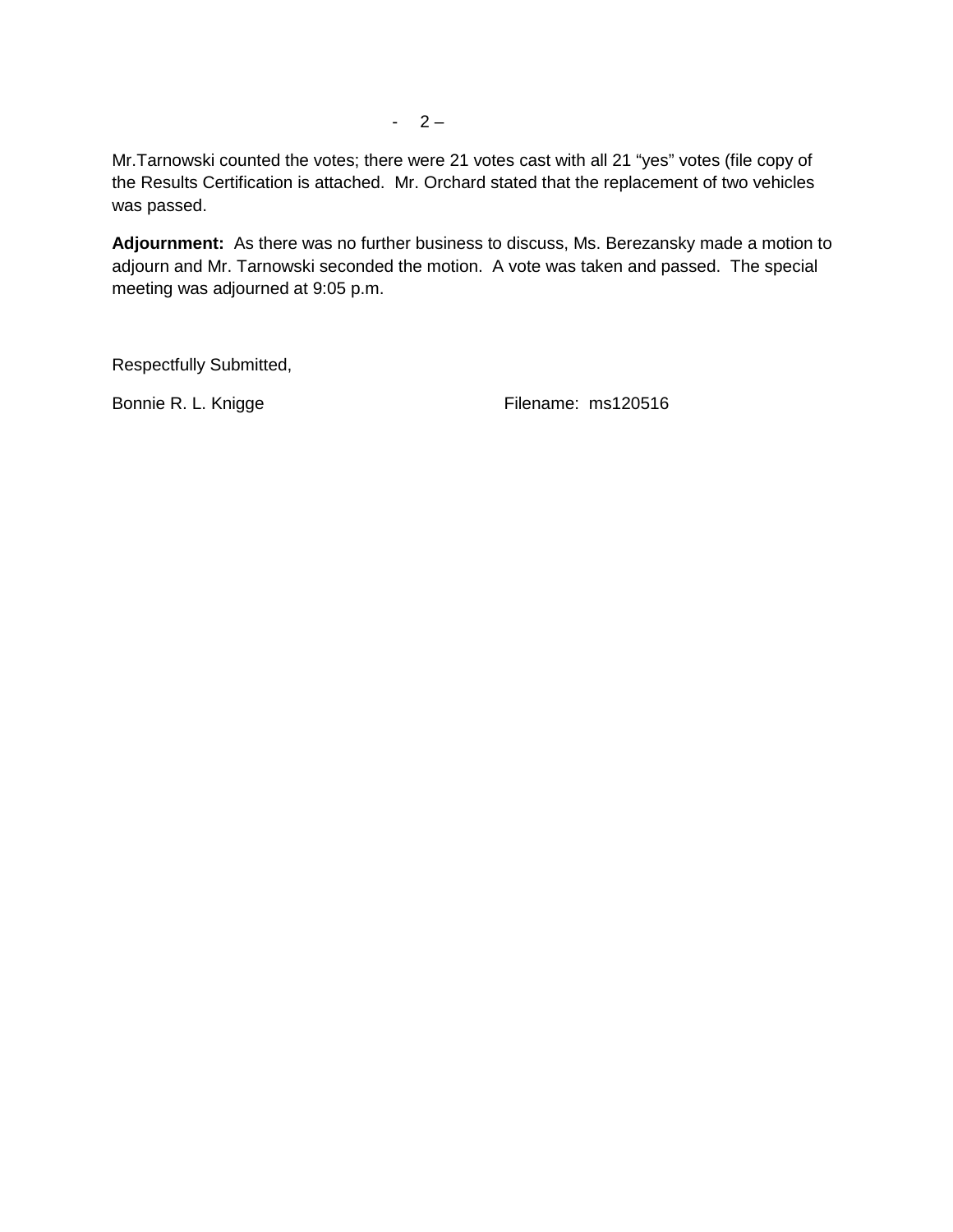Mr.Tarnowski counted the votes; there were 21 votes cast with all 21 "yes" votes (file copy of the Results Certification is attached. Mr. Orchard stated that the replacement of two vehicles was passed.

**Adjournment:** As there was no further business to discuss, Ms. Berezansky made a motion to adjourn and Mr. Tarnowski seconded the motion. A vote was taken and passed. The special meeting was adjourned at 9:05 p.m.

Respectfully Submitted,

Bonnie R. L. Knigge    Filename: ms120516